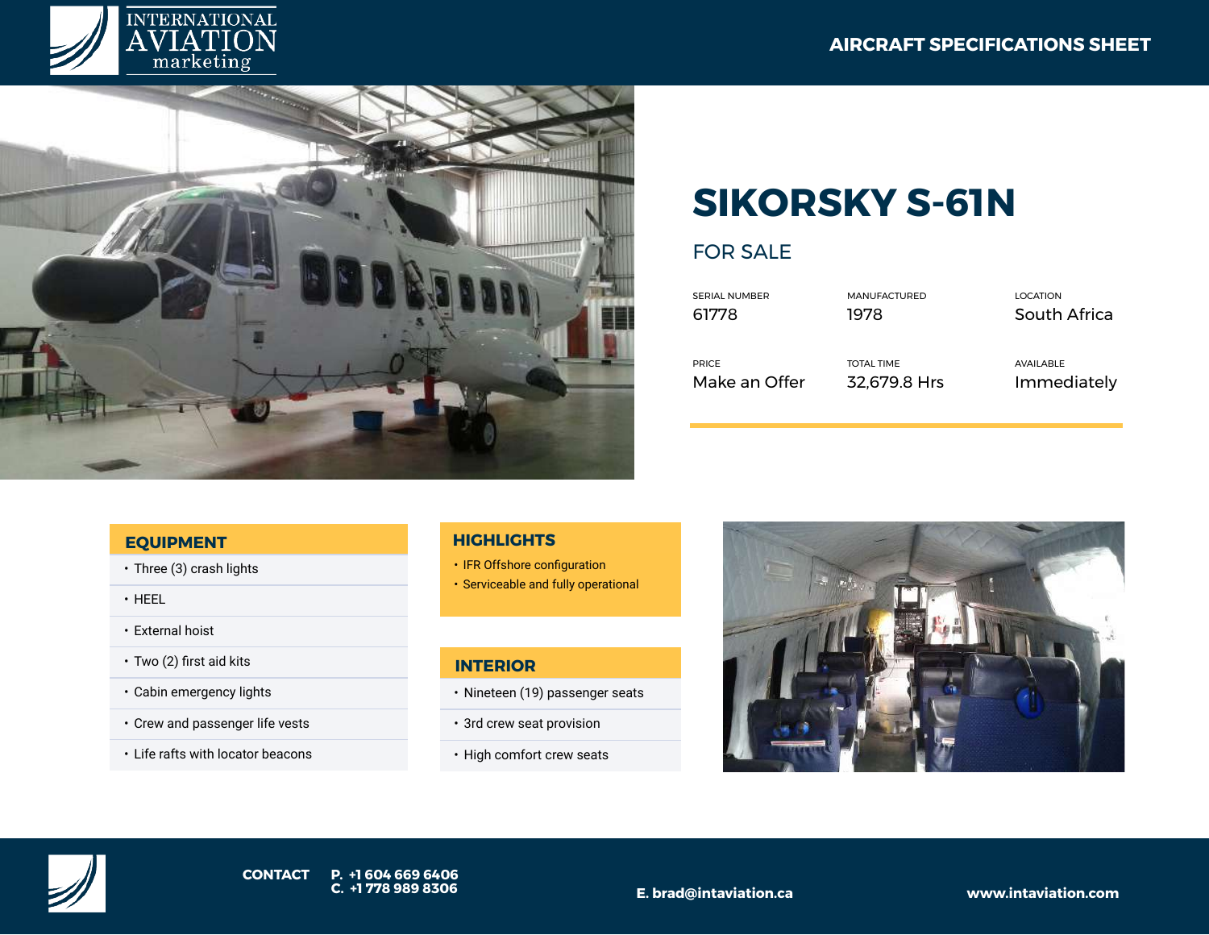INTERNATIONAL AVIATION marketing

**AIRCRAFT SPECIFICATIONS SHEET**

# SIKORSKY S-61N

## FOR SALE

| SERIAL NUMBER | MANUFACTURED | LOCATION |
|---|---|---|
| 61778 | 1978 | South Africa |
| **PRICE** | **TOTAL TIME** | **AVAILABLE** |
| Make an Offer | 32,679.8 Hrs | Immediately |

### EQUIPMENT

- Three (3) crash lights
- HEEL
- External hoist
- Two (2) first aid kits
- Cabin emergency lights
- Crew and passenger life vests
- Life rafts with locator beacons

### HIGHLIGHTS

- IFR Offshore configuration
- Serviceable and fully operational

### INTERIOR

- Nineteen (19) passenger seats
- 3rd crew seat provision
- High comfort crew seats

**CONTACT** **P. +1 604 669 6406**
**C. +1 778 989 8306**

**E. brad@intaviation.ca**

**www.intaviation.com**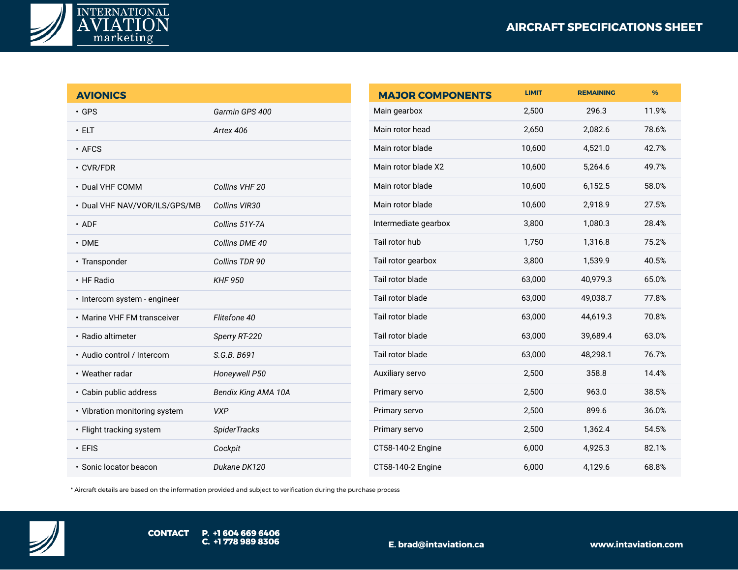# AIRCRAFT SPECIFICATIONS SHEET

## AVIONICS

| | |
|---|---|
| • GPS | *Garmin GPS 400* |
| • ELT | *Artex 406* |
| • AFCS | |
| • CVR/FDR | |
| • Dual VHF COMM | *Collins VHF 20* |
| • Dual VHF NAV/VOR/ILS/GPS/MB | *Collins VIR30* |
| • ADF | *Collins 51Y-7A* |
| • DME | *Collins DME 40* |
| • Transponder | *Collins TDR 90* |
| • HF Radio | *KHF 950* |
| • Intercom system - engineer | |
| • Marine VHF FM transceiver | *Flitefone 40* |
| • Radio altimeter | *Sperry RT-220* |
| • Audio control / Intercom | *S.G.B. B691* |
| • Weather radar | *Honeywell P50* |
| • Cabin public address | *Bendix King AMA 10A* |
| • Vibration monitoring system | *VXP* |
| • Flight tracking system | *SpiderTracks* |
| • EFIS | *Cockpit* |
| • Sonic locator beacon | *Dukane DK120* |

## MAJOR COMPONENTS

| MAJOR COMPONENTS | LIMIT | REMAINING | % |
|---|---|---|---|
| Main gearbox | 2,500 | 296.3 | 11.9% |
| Main rotor head | 2,650 | 2,082.6 | 78.6% |
| Main rotor blade | 10,600 | 4,521.0 | 42.7% |
| Main rotor blade X2 | 10,600 | 5,264.6 | 49.7% |
| Main rotor blade | 10,600 | 6,152.5 | 58.0% |
| Main rotor blade | 10,600 | 2,918.9 | 27.5% |
| Intermediate gearbox | 3,800 | 1,080.3 | 28.4% |
| Tail rotor hub | 1,750 | 1,316.8 | 75.2% |
| Tail rotor gearbox | 3,800 | 1,539.9 | 40.5% |
| Tail rotor blade | 63,000 | 40,979.3 | 65.0% |
| Tail rotor blade | 63,000 | 49,038.7 | 77.8% |
| Tail rotor blade | 63,000 | 44,619.3 | 70.8% |
| Tail rotor blade | 63,000 | 39,689.4 | 63.0% |
| Tail rotor blade | 63,000 | 48,298.1 | 76.7% |
| Auxiliary servo | 2,500 | 358.8 | 14.4% |
| Primary servo | 2,500 | 963.0 | 38.5% |
| Primary servo | 2,500 | 899.6 | 36.0% |
| Primary servo | 2,500 | 1,362.4 | 54.5% |
| CT58-140-2 Engine | 6,000 | 4,925.3 | 82.1% |
| CT58-140-2 Engine | 6,000 | 4,129.6 | 68.8% |

* Aircraft details are based on the information provided and subject to verification during the purchase process

**CONTACT** **P. +1 604 669 6406** **C. +1 778 989 8306**

**E. brad@intaviation.ca**

**www.intaviation.com**